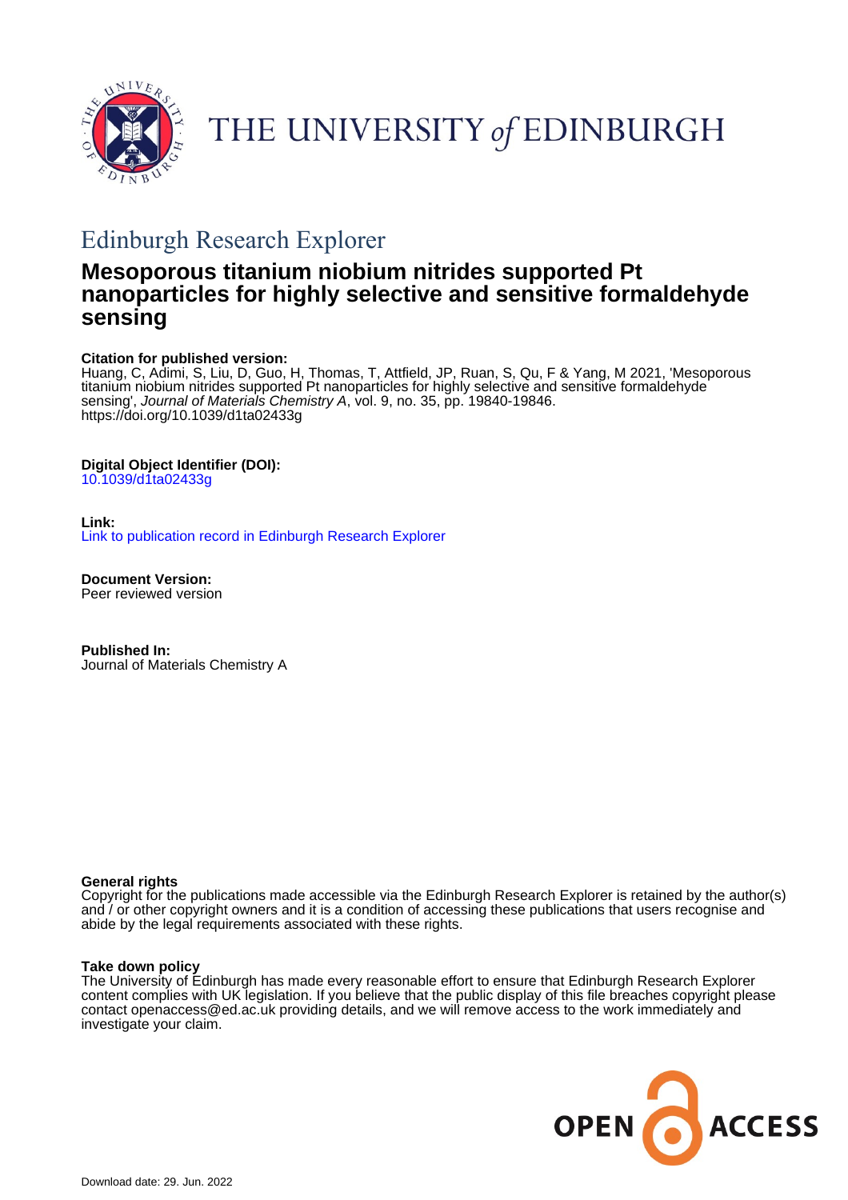THE UNIVERSITY *of* EDINBURGH

## Edinburgh Research Explorer

# Mesoporous titanium niobium nitrides supported Pt nanoparticles for highly selective and sensitive formaldehyde sensing

**Citation for published version:**
Huang, C, Adimi, S, Liu, D, Guo, H, Thomas, T, Attfield, JP, Ruan, S, Qu, F & Yang, M 2021, 'Mesoporous titanium niobium nitrides supported Pt nanoparticles for highly selective and sensitive formaldehyde sensing', *Journal of Materials Chemistry A*, vol. 9, no. 35, pp. 19840-19846. https://doi.org/10.1039/d1ta02433g

**Digital Object Identifier (DOI):**
10.1039/d1ta02433g

**Link:**
Link to publication record in Edinburgh Research Explorer

**Document Version:**
Peer reviewed version

**Published In:**
Journal of Materials Chemistry A

**General rights**
Copyright for the publications made accessible via the Edinburgh Research Explorer is retained by the author(s) and / or other copyright owners and it is a condition of accessing these publications that users recognise and abide by the legal requirements associated with these rights.

**Take down policy**
The University of Edinburgh has made every reasonable effort to ensure that Edinburgh Research Explorer content complies with UK legislation. If you believe that the public display of this file breaches copyright please contact openaccess@ed.ac.uk providing details, and we will remove access to the work immediately and investigate your claim.

Download date: 29. Jun. 2022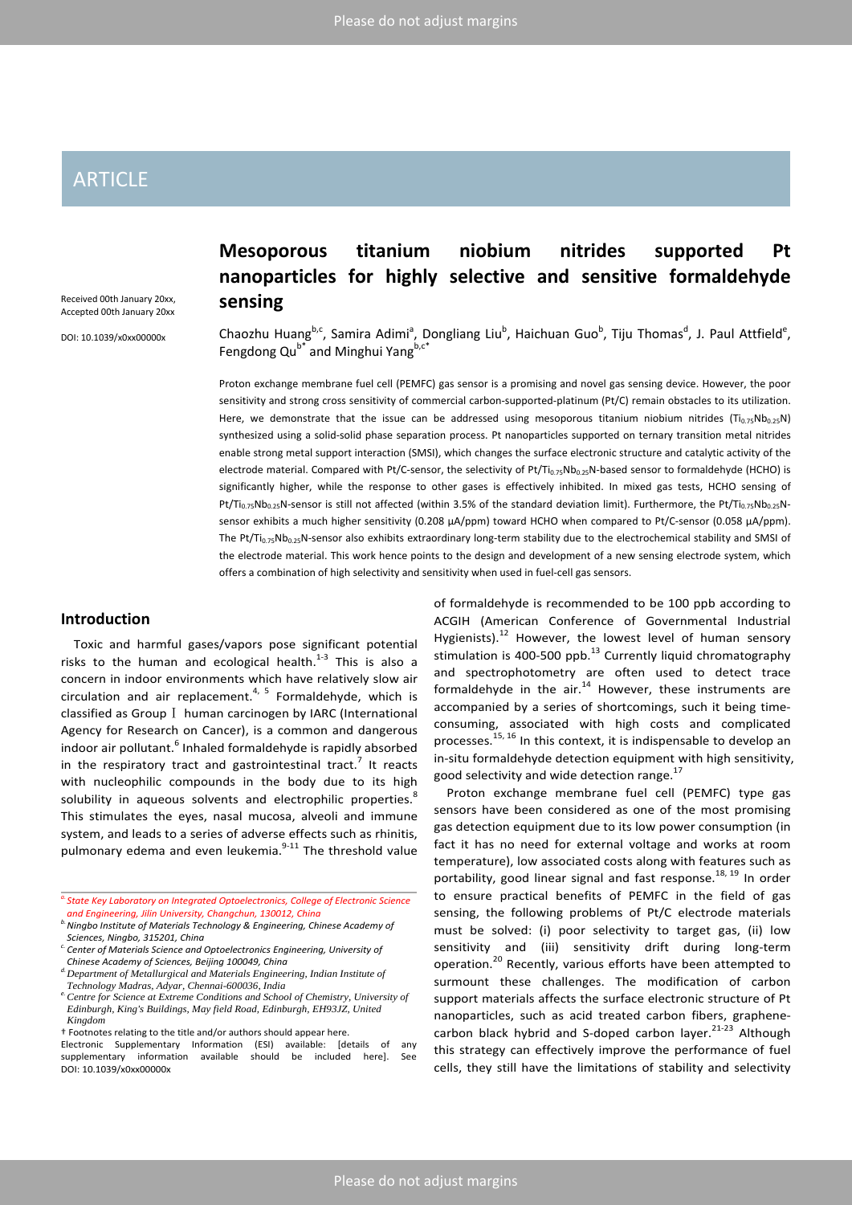# ARTICLE

# Mesoporous titanium niobium nitrides supported Pt nanoparticles for highly selective and sensitive formaldehyde sensing

Received 00th January 20xx,
Accepted 00th January 20xx

DOI: 10.1039/x0xx00000x

Chaozhu Huang[b,c], Samira Adimi[a], Dongliang Liu[b], Haichuan Guo[b], Tiju Thomas[d], J. Paul Attfield[e], Fengdong Qu[b*] and Minghui Yang[b,c*]

Proton exchange membrane fuel cell (PEMFC) gas sensor is a promising and novel gas sensing device. However, the poor sensitivity and strong cross sensitivity of commercial carbon-supported-platinum (Pt/C) remain obstacles to its utilization. Here, we demonstrate that the issue can be addressed using mesoporous titanium niobium nitrides ($Ti_{0.75}Nb_{0.25}N$) synthesized using a solid-solid phase separation process. Pt nanoparticles supported on ternary transition metal nitrides enable strong metal support interaction (SMSI), which changes the surface electronic structure and catalytic activity of the electrode material. Compared with Pt/C-sensor, the selectivity of Pt/$Ti_{0.75}Nb_{0.25}N$-based sensor to formaldehyde (HCHO) is significantly higher, while the response to other gases is effectively inhibited. In mixed gas tests, HCHO sensing of Pt/$Ti_{0.75}Nb_{0.25}N$-sensor is still not affected (within 3.5% of the standard deviation limit). Furthermore, the Pt/$Ti_{0.75}Nb_{0.25}N$-sensor exhibits a much higher sensitivity (0.208 μA/ppm) toward HCHO when compared to Pt/C-sensor (0.058 μA/ppm). The Pt/$Ti_{0.75}Nb_{0.25}N$-sensor also exhibits extraordinary long-term stability due to the electrochemical stability and SMSI of the electrode material. This work hence points to the design and development of a new sensing electrode system, which offers a combination of high selectivity and sensitivity when used in fuel-cell gas sensors.

## Introduction

Toxic and harmful gases/vapors pose significant potential risks to the human and ecological health.[1-3] This is also a concern in indoor environments which have relatively slow air circulation and air replacement.[4, 5] Formaldehyde, which is classified as Group Ⅰ human carcinogen by IARC (International Agency for Research on Cancer), is a common and dangerous indoor air pollutant.[6] Inhaled formaldehyde is rapidly absorbed in the respiratory tract and gastrointestinal tract.[7] It reacts with nucleophilic compounds in the body due to its high solubility in aqueous solvents and electrophilic properties.[8] This stimulates the eyes, nasal mucosa, alveoli and immune system, and leads to a series of adverse effects such as rhinitis, pulmonary edema and even leukemia.[9-11] The threshold value of formaldehyde is recommended to be 100 ppb according to ACGIH (American Conference of Governmental Industrial Hygienists).[12] However, the lowest level of human sensory stimulation is 400-500 ppb.[13] Currently liquid chromatography and spectrophotometry are often used to detect trace formaldehyde in the air.[14] However, these instruments are accompanied by a series of shortcomings, such it being time-consuming, associated with high costs and complicated processes.[15, 16] In this context, it is indispensable to develop an in-situ formaldehyde detection equipment with high sensitivity, good selectivity and wide detection range.[17]

Proton exchange membrane fuel cell (PEMFC) type gas sensors have been considered as one of the most promising gas detection equipment due to its low power consumption (in fact it has no need for external voltage and works at room temperature), low associated costs along with features such as portability, good linear signal and fast response.[18, 19] In order to ensure practical benefits of PEMFC in the field of gas sensing, the following problems of Pt/C electrode materials must be solved: (i) poor selectivity to target gas, (ii) low sensitivity and (iii) sensitivity drift during long-term operation.[20] Recently, various efforts have been attempted to surmount these challenges. The modification of carbon support materials affects the surface electronic structure of Pt nanoparticles, such as acid treated carbon fibers, graphene-carbon black hybrid and S-doped carbon layer.[21-23] Although this strategy can effectively improve the performance of fuel cells, they still have the limitations of stability and selectivity

[a] State Key Laboratory on Integrated Optoelectronics, College of Electronic Science and Engineering, Jilin University, Changchun, 130012, China
[b] Ningbo Institute of Materials Technology & Engineering, Chinese Academy of Sciences, Ningbo, 315201, China
[c] Center of Materials Science and Optoelectronics Engineering, University of Chinese Academy of Sciences, Beijing 100049, China
[d] Department of Metallurgical and Materials Engineering, Indian Institute of Technology Madras, Adyar, Chennai-600036, India
[e] Centre for Science at Extreme Conditions and School of Chemistry, University of Edinburgh, King's Buildings, May field Road, Edinburgh, EH93JZ, United Kingdom

† Footnotes relating to the title and/or authors should appear here.
Electronic Supplementary Information (ESI) available: [details of any supplementary information available should be included here]. See DOI: 10.1039/x0xx00000x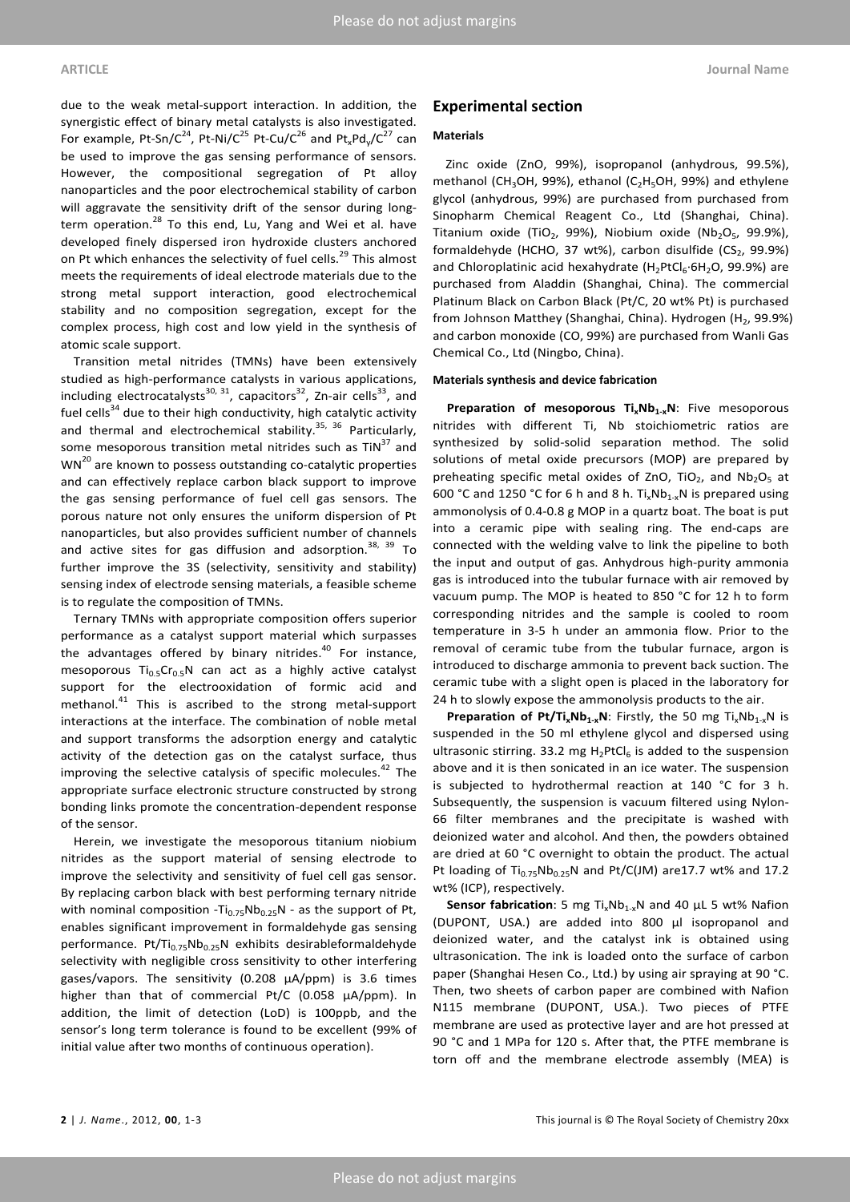due to the weak metal-support interaction. In addition, the synergistic effect of binary metal catalysts is also investigated. For example, Pt-Sn/C[24], Pt-Ni/C[25] Pt-Cu/C[26] and $Pt_xPd_y/C$[27] can be used to improve the gas sensing performance of sensors. However, the compositional segregation of Pt alloy nanoparticles and the poor electrochemical stability of carbon will aggravate the sensitivity drift of the sensor during long-term operation.[28] To this end, Lu, Yang and Wei et al. have developed finely dispersed iron hydroxide clusters anchored on Pt which enhances the selectivity of fuel cells.[29] This almost meets the requirements of ideal electrode materials due to the strong metal support interaction, good electrochemical stability and no composition segregation, except for the complex process, high cost and low yield in the synthesis of atomic scale support.

Transition metal nitrides (TMNs) have been extensively studied as high-performance catalysts in various applications, including electrocatalysts[30, 31], capacitors[32], Zn-air cells[33], and fuel cells[34] due to their high conductivity, high catalytic activity and thermal and electrochemical stability.[35, 36] Particularly, some mesoporous transition metal nitrides such as TiN[37] and WN[20] are known to possess outstanding co-catalytic properties and can effectively replace carbon black support to improve the gas sensing performance of fuel cell gas sensors. The porous nature not only ensures the uniform dispersion of Pt nanoparticles, but also provides sufficient number of channels and active sites for gas diffusion and adsorption.[38, 39] To further improve the 3S (selectivity, sensitivity and stability) sensing index of electrode sensing materials, a feasible scheme is to regulate the composition of TMNs.

Ternary TMNs with appropriate composition offers superior performance as a catalyst support material which surpasses the advantages offered by binary nitrides.[40] For instance, mesoporous $Ti_{0.5}Cr_{0.5}N$ can act as a highly active catalyst support for the electrooxidation of formic acid and methanol.[41] This is ascribed to the strong metal-support interactions at the interface. The combination of noble metal and support transforms the adsorption energy and catalytic activity of the detection gas on the catalyst surface, thus improving the selective catalysis of specific molecules.[42] The appropriate surface electronic structure constructed by strong bonding links promote the concentration-dependent response of the sensor.

Herein, we investigate the mesoporous titanium niobium nitrides as the support material of sensing electrode to improve the selectivity and sensitivity of fuel cell gas sensor. By replacing carbon black with best performing ternary nitride with nominal composition -$Ti_{0.75}Nb_{0.25}N$ - as the support of Pt, enables significant improvement in formaldehyde gas sensing performance. Pt/$Ti_{0.75}Nb_{0.25}N$ exhibits desirableformaldehyde selectivity with negligible cross sensitivity to other interfering gases/vapors. The sensitivity (0.208 μA/ppm) is 3.6 times higher than that of commercial Pt/C (0.058 μA/ppm). In addition, the limit of detection (LoD) is 100ppb, and the sensor's long term tolerance is found to be excellent (99% of initial value after two months of continuous operation).

## Experimental section

### Materials

Zinc oxide (ZnO, 99%), isopropanol (anhydrous, 99.5%), methanol ($CH_3OH$, 99%), ethanol ($C_2H_5OH$, 99%) and ethylene glycol (anhydrous, 99%) are purchased from purchased from Sinopharm Chemical Reagent Co., Ltd (Shanghai, China). Titanium oxide ($TiO_2$, 99%), Niobium oxide ($Nb_2O_5$, 99.9%), formaldehyde (HCHO, 37 wt%), carbon disulfide ($CS_2$, 99.9%) and Chloroplatinic acid hexahydrate ($H_2PtCl_6 \cdot 6H_2O$, 99.9%) are purchased from Aladdin (Shanghai, China). The commercial Platinum Black on Carbon Black (Pt/C, 20 wt% Pt) is purchased from Johnson Matthey (Shanghai, China). Hydrogen ($H_2$, 99.9%) and carbon monoxide (CO, 99%) are purchased from Wanli Gas Chemical Co., Ltd (Ningbo, China).

### Materials synthesis and device fabrication

**Preparation of mesoporous $Ti_xNb_{1-x}N$**: Five mesoporous nitrides with different Ti, Nb stoichiometric ratios are synthesized by solid-solid separation method. The solid solutions of metal oxide precursors (MOP) are prepared by preheating specific metal oxides of ZnO, $TiO_2$, and $Nb_2O_5$ at 600 °C and 1250 °C for 6 h and 8 h. $Ti_xNb_{1-x}N$ is prepared using ammonolysis of 0.4-0.8 g MOP in a quartz boat. The boat is put into a ceramic pipe with sealing ring. The end-caps are connected with the welding valve to link the pipeline to both the input and output of gas. Anhydrous high-purity ammonia gas is introduced into the tubular furnace with air removed by vacuum pump. The MOP is heated to 850 °C for 12 h to form corresponding nitrides and the sample is cooled to room temperature in 3-5 h under an ammonia flow. Prior to the removal of ceramic tube from the tubular furnace, argon is introduced to discharge ammonia to prevent back suction. The ceramic tube with a slight open is placed in the laboratory for 24 h to slowly expose the ammonolysis products to the air.

**Preparation of Pt/$Ti_xNb_{1-x}N$**: Firstly, the 50 mg $Ti_xNb_{1-x}N$ is suspended in the 50 ml ethylene glycol and dispersed using ultrasonic stirring. 33.2 mg $H_2PtCl_6$ is added to the suspension above and it is then sonicated in an ice water. The suspension is subjected to hydrothermal reaction at 140 °C for 3 h. Subsequently, the suspension is vacuum filtered using Nylon-66 filter membranes and the precipitate is washed with deionized water and alcohol. And then, the powders obtained are dried at 60 °C overnight to obtain the product. The actual Pt loading of $Ti_{0.75}Nb_{0.25}N$ and Pt/C(JM) are17.7 wt% and 17.2 wt% (ICP), respectively.

**Sensor fabrication**: 5 mg $Ti_xNb_{1-x}N$ and 40 μL 5 wt% Nafion (DUPONT, USA.) are added into 800 μl isopropanol and deionized water, and the catalyst ink is obtained using ultrasonication. The ink is loaded onto the surface of carbon paper (Shanghai Hesen Co., Ltd.) by using air spraying at 90 °C. Then, two sheets of carbon paper are combined with Nafion N115 membrane (DUPONT, USA.). Two pieces of PTFE membrane are used as protective layer and are hot pressed at 90 °C and 1 MPa for 120 s. After that, the PTFE membrane is torn off and the membrane electrode assembly (MEA) is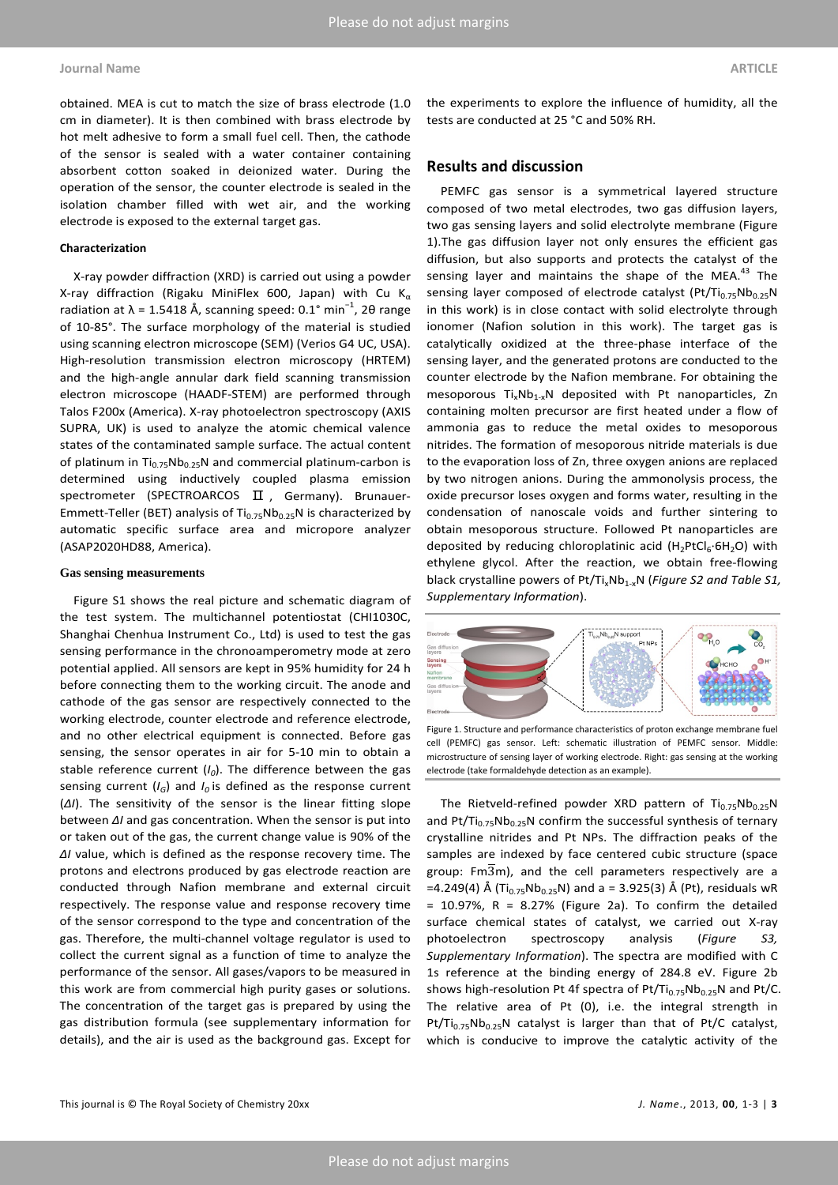obtained. MEA is cut to match the size of brass electrode (1.0 cm in diameter). It is then combined with brass electrode by hot melt adhesive to form a small fuel cell. Then, the cathode of the sensor is sealed with a water container containing absorbent cotton soaked in deionized water. During the operation of the sensor, the counter electrode is sealed in the isolation chamber filled with wet air, and the working electrode is exposed to the external target gas.

#### Characterization

X-ray powder diffraction (XRD) is carried out using a powder X-ray diffraction (Rigaku MiniFlex 600, Japan) with Cu $K_\alpha$ radiation at λ = 1.5418 Å, scanning speed: 0.1° $min^{-1}$, 2θ range of 10-85°. The surface morphology of the material is studied using scanning electron microscope (SEM) (Verios G4 UC, USA). High-resolution transmission electron microscopy (HRTEM) and the high-angle annular dark field scanning transmission electron microscope (HAADF-STEM) are performed through Talos F200x (America). X-ray photoelectron spectroscopy (AXIS SUPRA, UK) is used to analyze the atomic chemical valence states of the contaminated sample surface. The actual content of platinum in $Ti_{0.75}Nb_{0.25}N$ and commercial platinum-carbon is determined using inductively coupled plasma emission spectrometer (SPECTROARCOS Ⅱ, Germany). Brunauer-Emmett-Teller (BET) analysis of $Ti_{0.75}Nb_{0.25}N$ is characterized by automatic specific surface area and micropore analyzer (ASAP2020HD88, America).

#### Gas sensing measurements

Figure S1 shows the real picture and schematic diagram of the test system. The multichannel potentiostat (CHI1030C, Shanghai Chenhua Instrument Co., Ltd) is used to test the gas sensing performance in the chronoamperometry mode at zero potential applied. All sensors are kept in 95% humidity for 24 h before connecting them to the working circuit. The anode and cathode of the gas sensor are respectively connected to the working electrode, counter electrode and reference electrode, and no other electrical equipment is connected. Before gas sensing, the sensor operates in air for 5-10 min to obtain a stable reference current ($I_0$). The difference between the gas sensing current ($I_G$) and $I_0$ is defined as the response current ($\Delta I$). The sensitivity of the sensor is the linear fitting slope between $\Delta I$ and gas concentration. When the sensor is put into or taken out of the gas, the current change value is 90% of the $\Delta I$ value, which is defined as the response recovery time. The protons and electrons produced by gas electrode reaction are conducted through Nafion membrane and external circuit respectively. The response value and response recovery time of the sensor correspond to the type and concentration of the gas. Therefore, the multi-channel voltage regulator is used to collect the current signal as a function of time to analyze the performance of the sensor. All gases/vapors to be measured in this work are from commercial high purity gases or solutions. The concentration of the target gas is prepared by using the gas distribution formula (see supplementary information for details), and the air is used as the background gas. Except for the experiments to explore the influence of humidity, all the tests are conducted at 25 °C and 50% RH.

## Results and discussion

PEMFC gas sensor is a symmetrical layered structure composed of two metal electrodes, two gas diffusion layers, two gas sensing layers and solid electrolyte membrane (Figure 1).The gas diffusion layer not only ensures the efficient gas diffusion, but also supports and protects the catalyst of the sensing layer and maintains the shape of the MEA.[43] The sensing layer composed of electrode catalyst ($Pt/Ti_{0.75}Nb_{0.25}N$ in this work) is in close contact with solid electrolyte through ionomer (Nafion solution in this work). The target gas is catalytically oxidized at the three-phase interface of the sensing layer, and the generated protons are conducted to the counter electrode by the Nafion membrane. For obtaining the mesoporous $Ti_xNb_{1-x}N$ deposited with Pt nanoparticles, Zn containing molten precursor are first heated under a flow of ammonia gas to reduce the metal oxides to mesoporous nitrides. The formation of mesoporous nitride materials is due to the evaporation loss of Zn, three oxygen anions are replaced by two nitrogen anions. During the ammonolysis process, the oxide precursor loses oxygen and forms water, resulting in the condensation of nanoscale voids and further sintering to obtain mesoporous structure. Followed Pt nanoparticles are deposited by reducing chloroplatinic acid ($H_2PtCl_6{\cdot}6H_2O$) with ethylene glycol. After the reaction, we obtain free-flowing black crystalline powers of $Pt/Ti_xNb_{1-x}N$ (*Figure S2 and Table S1, Supplementary Information*).

Figure 1. Structure and performance characteristics of proton exchange membrane fuel cell (PEMFC) gas sensor. Left: schematic illustration of PEMFC sensor. Middle: microstructure of sensing layer of working electrode. Right: gas sensing at the working electrode (take formaldehyde detection as an example).

The Rietveld-refined powder XRD pattern of $Ti_{0.75}Nb_{0.25}N$ and $Pt/Ti_{0.75}Nb_{0.25}N$ confirm the successful synthesis of ternary crystalline nitrides and Pt NPs. The diffraction peaks of the samples are indexed by face centered cubic structure (space group: $Fm\overline{3}m$), and the cell parameters respectively are a =4.249(4) Å ($Ti_{0.75}Nb_{0.25}N$) and a = 3.925(3) Å (Pt), residuals wR = 10.97%, R = 8.27% (Figure 2a). To confirm the detailed surface chemical states of catalyst, we carried out X-ray photoelectron spectroscopy analysis (*Figure S3, Supplementary Information*). The spectra are modified with C 1s reference at the binding energy of 284.8 eV. Figure 2b shows high-resolution Pt 4f spectra of $Pt/Ti_{0.75}Nb_{0.25}N$ and Pt/C. The relative area of Pt (0), i.e. the integral strength in $Pt/Ti_{0.75}Nb_{0.25}N$ catalyst is larger than that of Pt/C catalyst, which is conducive to improve the catalytic activity of the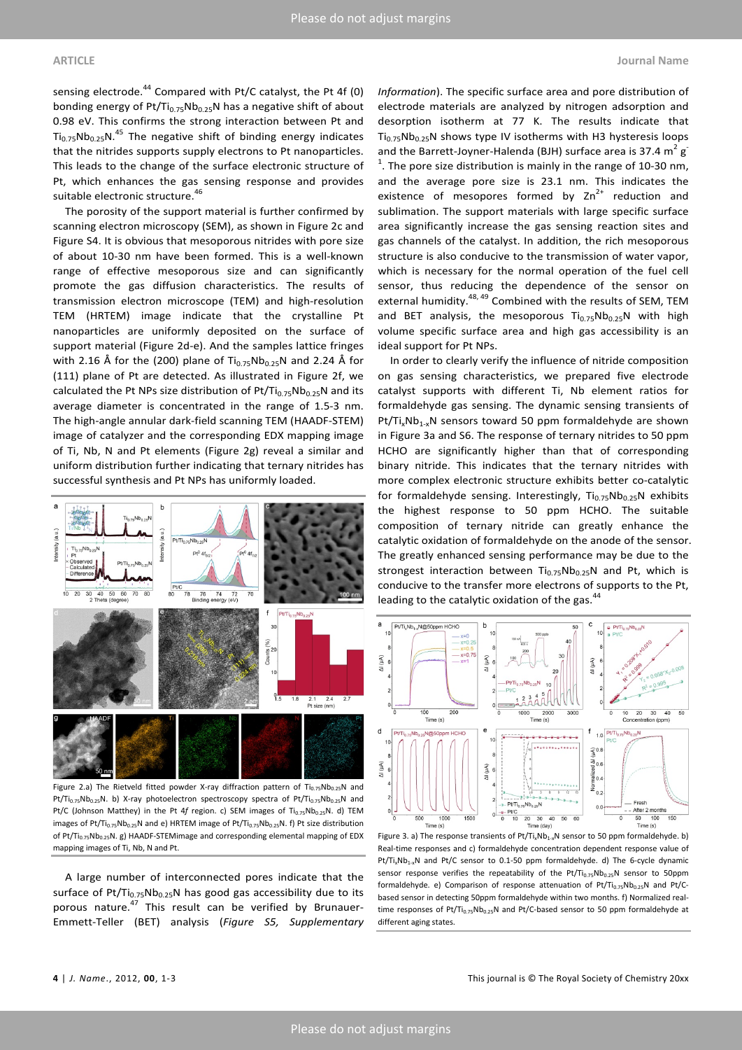sensing electrode.[44] Compared with Pt/C catalyst, the Pt 4f (0) bonding energy of Pt/$Ti_{0.75}Nb_{0.25}N$ has a negative shift of about 0.98 eV. This confirms the strong interaction between Pt and $Ti_{0.75}Nb_{0.25}N$.[45] The negative shift of binding energy indicates that the nitrides supports supply electrons to Pt nanoparticles. This leads to the change of the surface electronic structure of Pt, which enhances the gas sensing response and provides suitable electronic structure.[46]

The porosity of the support material is further confirmed by scanning electron microscopy (SEM), as shown in Figure 2c and Figure S4. It is obvious that mesoporous nitrides with pore size of about 10-30 nm have been formed. This is a well-known range of effective mesoporous size and can significantly promote the gas diffusion characteristics. The results of transmission electron microscope (TEM) and high-resolution TEM (HRTEM) image indicate that the crystalline Pt nanoparticles are uniformly deposited on the surface of support material (Figure 2d-e). And the samples lattice fringes with 2.16 Å for the (200) plane of $Ti_{0.75}Nb_{0.25}N$ and 2.24 Å for (111) plane of Pt are detected. As illustrated in Figure 2f, we calculated the Pt NPs size distribution of Pt/$Ti_{0.75}Nb_{0.25}N$ and its average diameter is concentrated in the range of 1.5-3 nm. The high-angle annular dark-field scanning TEM (HAADF-STEM) image of catalyzer and the corresponding EDX mapping image of Ti, Nb, N and Pt elements (Figure 2g) reveal a similar and uniform distribution further indicating that ternary nitrides has successful synthesis and Pt NPs has uniformly loaded.

Figure 2. a) The Rietveld fitted powder X-ray diffraction pattern of $Ti_{0.75}Nb_{0.25}N$ and Pt/$Ti_{0.75}Nb_{0.25}N$. b) X-ray photoelectron spectroscopy spectra of Pt/$Ti_{0.75}Nb_{0.25}N$ and Pt/C (Johnson Matthey) in the Pt 4*f* region. c) SEM images of $Ti_{0.75}Nb_{0.25}N$. d) TEM images of Pt/$Ti_{0.75}Nb_{0.25}N$ and e) HRTEM image of Pt/$Ti_{0.75}Nb_{0.25}N$. f) Pt size distribution of Pt/$Ti_{0.75}Nb_{0.25}N$. g) HAADF-STEMimage and corresponding elemental mapping of EDX mapping images of Ti, Nb, N and Pt.

A large number of interconnected pores indicate that the surface of Pt/$Ti_{0.75}Nb_{0.25}N$ has good gas accessibility due to its porous nature.[47] This result can be verified by Brunauer-Emmett-Teller (BET) analysis (*Figure S5, Supplementary Information*). The specific surface area and pore distribution of electrode materials are analyzed by nitrogen adsorption and desorption isotherm at 77 K. The results indicate that $Ti_{0.75}Nb_{0.25}N$ shows type IV isotherms with H3 hysteresis loops and the Barrett-Joyner-Halenda (BJH) surface area is 37.4 $m^2$ $g^{-1}$. The pore size distribution is mainly in the range of 10-30 nm, and the average pore size is 23.1 nm. This indicates the existence of mesopores formed by $Zn^{2+}$ reduction and sublimation. The support materials with large specific surface area significantly increase the gas sensing reaction sites and gas channels of the catalyst. In addition, the rich mesoporous structure is also conducive to the transmission of water vapor, which is necessary for the normal operation of the fuel cell sensor, thus reducing the dependence of the sensor on external humidity.[48, 49] Combined with the results of SEM, TEM and BET analysis, the mesoporous $Ti_{0.75}Nb_{0.25}N$ with high volume specific surface area and high gas accessibility is an ideal support for Pt NPs.

In order to clearly verify the influence of nitride composition on gas sensing characteristics, we prepared five electrode catalyst supports with different Ti, Nb element ratios for formaldehyde gas sensing. The dynamic sensing transients of Pt/$Ti_xNb_{1-x}N$ sensors toward 50 ppm formaldehyde are shown in Figure 3a and S6. The response of ternary nitrides to 50 ppm HCHO are significantly higher than that of corresponding binary nitride. This indicates that the ternary nitrides with more complex electronic structure exhibits better co-catalytic for formaldehyde sensing. Interestingly, $Ti_{0.75}Nb_{0.25}N$ exhibits the highest response to 50 ppm HCHO. The suitable composition of ternary nitride can greatly enhance the catalytic oxidation of formaldehyde on the anode of the sensor. The greatly enhanced sensing performance may be due to the strongest interaction between $Ti_{0.75}Nb_{0.25}N$ and Pt, which is conducive to the transfer more electrons of supports to the Pt, leading to the catalytic oxidation of the gas.[44]

Figure 3. a) The response transients of Pt/$Ti_xNb_{1-x}N$ sensor to 50 ppm formaldehyde. b) Real-time responses and c) formaldehyde concentration dependent response value of Pt/$Ti_xNb_{1-x}N$ and Pt/C sensor to 0.1-50 ppm formaldehyde. d) The 6-cycle dynamic sensor response verifies the repeatability of the Pt/$Ti_{0.75}Nb_{0.25}N$ sensor to 50ppm formaldehyde. e) Comparison of response attenuation of Pt/$Ti_{0.75}Nb_{0.25}N$ and Pt/C-based sensor in detecting 50ppm formaldehyde within two months. f) Normalized real-time responses of Pt/$Ti_{0.75}Nb_{0.25}N$ and Pt/C-based sensor to 50 ppm formaldehyde at different aging states.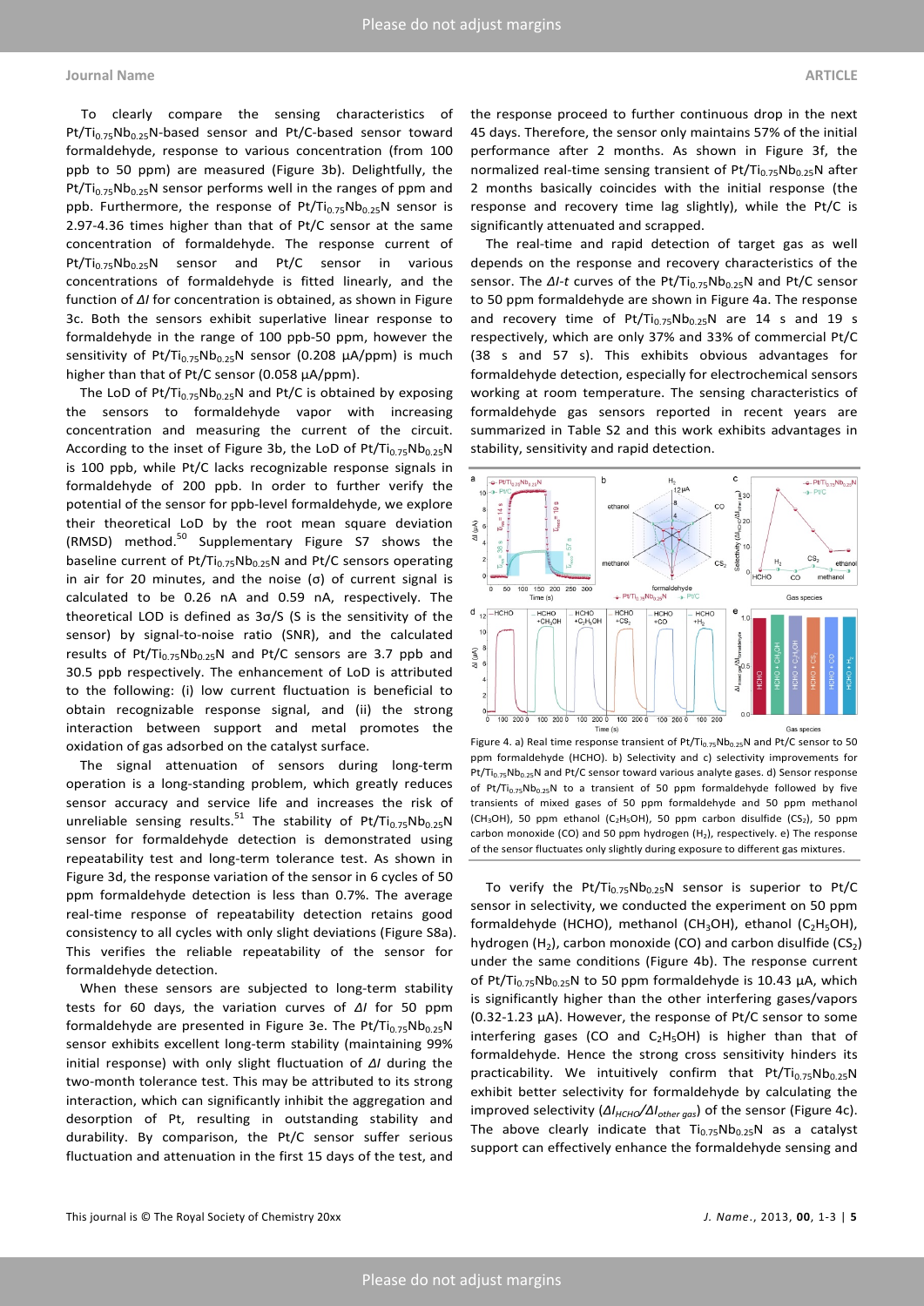To clearly compare the sensing characteristics of $Pt/Ti_{0.75}Nb_{0.25}N$-based sensor and Pt/C-based sensor toward formaldehyde, response to various concentration (from 100 ppb to 50 ppm) are measured (Figure 3b). Delightfully, the $Pt/Ti_{0.75}Nb_{0.25}N$ sensor performs well in the ranges of ppm and ppb. Furthermore, the response of $Pt/Ti_{0.75}Nb_{0.25}N$ sensor is 2.97-4.36 times higher than that of Pt/C sensor at the same concentration of formaldehyde. The response current of $Pt/Ti_{0.75}Nb_{0.25}N$ sensor and Pt/C sensor in various concentrations of formaldehyde is fitted linearly, and the function of $\Delta I$ for concentration is obtained, as shown in Figure 3c. Both the sensors exhibit superlative linear response to formaldehyde in the range of 100 ppb-50 ppm, however the sensitivity of $Pt/Ti_{0.75}Nb_{0.25}N$ sensor (0.208 μA/ppm) is much higher than that of Pt/C sensor (0.058 μA/ppm).

The LoD of $Pt/Ti_{0.75}Nb_{0.25}N$ and Pt/C is obtained by exposing the sensors to formaldehyde vapor with increasing concentration and measuring the current of the circuit. According to the inset of Figure 3b, the LoD of $Pt/Ti_{0.75}Nb_{0.25}N$ is 100 ppb, while Pt/C lacks recognizable response signals in formaldehyde of 200 ppb. In order to further verify the potential of the sensor for ppb-level formaldehyde, we explore their theoretical LoD by the root mean square deviation (RMSD) method.[50] Supplementary Figure S7 shows the baseline current of $Pt/Ti_{0.75}Nb_{0.25}N$ and Pt/C sensors operating in air for 20 minutes, and the noise ($\sigma$) of current signal is calculated to be 0.26 nA and 0.59 nA, respectively. The theoretical LOD is defined as $3\sigma/S$ (S is the sensitivity of the sensor) by signal-to-noise ratio (SNR), and the calculated results of $Pt/Ti_{0.75}Nb_{0.25}N$ and Pt/C sensors are 3.7 ppb and 30.5 ppb respectively. The enhancement of LoD is attributed to the following: (i) low current fluctuation is beneficial to obtain recognizable response signal, and (ii) the strong interaction between support and metal promotes the oxidation of gas adsorbed on the catalyst surface.

The signal attenuation of sensors during long-term operation is a long-standing problem, which greatly reduces sensor accuracy and service life and increases the risk of unreliable sensing results.[51] The stability of $Pt/Ti_{0.75}Nb_{0.25}N$ sensor for formaldehyde detection is demonstrated using repeatability test and long-term tolerance test. As shown in Figure 3d, the response variation of the sensor in 6 cycles of 50 ppm formaldehyde detection is less than 0.7%. The average real-time response of repeatability detection retains good consistency to all cycles with only slight deviations (Figure S8a). This verifies the reliable repeatability of the sensor for formaldehyde detection.

When these sensors are subjected to long-term stability tests for 60 days, the variation curves of $\Delta I$ for 50 ppm formaldehyde are presented in Figure 3e. The $Pt/Ti_{0.75}Nb_{0.25}N$ sensor exhibits excellent long-term stability (maintaining 99% initial response) with only slight fluctuation of $\Delta I$ during the two-month tolerance test. This may be attributed to its strong interaction, which can significantly inhibit the aggregation and desorption of Pt, resulting in outstanding stability and durability. By comparison, the Pt/C sensor suffer serious fluctuation and attenuation in the first 15 days of the test, and the response proceed to further continuous drop in the next 45 days. Therefore, the sensor only maintains 57% of the initial performance after 2 months. As shown in Figure 3f, the normalized real-time sensing transient of $Pt/Ti_{0.75}Nb_{0.25}N$ after 2 months basically coincides with the initial response (the response and recovery time lag slightly), while the Pt/C is significantly attenuated and scrapped.

The real-time and rapid detection of target gas as well depends on the response and recovery characteristics of the sensor. The *ΔI-t* curves of the $Pt/Ti_{0.75}Nb_{0.25}N$ and Pt/C sensor to 50 ppm formaldehyde are shown in Figure 4a. The response and recovery time of $Pt/Ti_{0.75}Nb_{0.25}N$ are 14 s and 19 s respectively, which are only 37% and 33% of commercial Pt/C (38 s and 57 s). This exhibits obvious advantages for formaldehyde detection, especially for electrochemical sensors working at room temperature. The sensing characteristics of formaldehyde gas sensors reported in recent years are summarized in Table S2 and this work exhibits advantages in stability, sensitivity and rapid detection.

Figure 4. a) Real time response transient of $Pt/Ti_{0.75}Nb_{0.25}N$ and Pt/C sensor to 50 ppm formaldehyde (HCHO). b) Selectivity and c) selectivity improvements for $Pt/Ti_{0.75}Nb_{0.25}N$ and Pt/C sensor toward various analyte gases. d) Sensor response of $Pt/Ti_{0.75}Nb_{0.25}N$ to a transient of 50 ppm formaldehyde followed by five transients of mixed gases of 50 ppm formaldehyde and 50 ppm methanol ($CH_3OH$), 50 ppm ethanol ($C_2H_5OH$), 50 ppm carbon disulfide ($CS_2$), 50 ppm carbon monoxide (CO) and 50 ppm hydrogen ($H_2$), respectively. e) The response of the sensor fluctuates only slightly during exposure to different gas mixtures.

To verify the $Pt/Ti_{0.75}Nb_{0.25}N$ sensor is superior to Pt/C sensor in selectivity, we conducted the experiment on 50 ppm formaldehyde (HCHO), methanol ($CH_3OH$), ethanol ($C_2H_5OH$), hydrogen ($H_2$), carbon monoxide (CO) and carbon disulfide ($CS_2$) under the same conditions (Figure 4b). The response current of $Pt/Ti_{0.75}Nb_{0.25}N$ to 50 ppm formaldehyde is 10.43 μA, which is significantly higher than the other interfering gases/vapors (0.32-1.23 μA). However, the response of Pt/C sensor to some interfering gases (CO and $C_2H_5OH$) is higher than that of formaldehyde. Hence the strong cross sensitivity hinders its practicability. We intuitively confirm that $Pt/Ti_{0.75}Nb_{0.25}N$ exhibit better selectivity for formaldehyde by calculating the improved selectivity ($\Delta I_{HCHO}/\Delta I_{other\ gas}$) of the sensor (Figure 4c). The above clearly indicate that $Ti_{0.75}Nb_{0.25}N$ as a catalyst support can effectively enhance the formaldehyde sensing and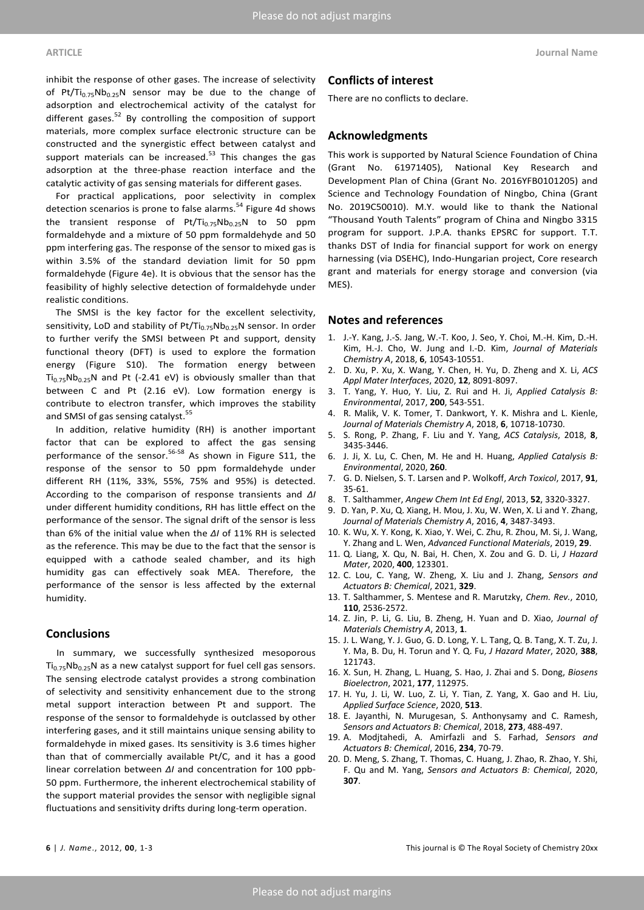inhibit the response of other gases. The increase of selectivity of $Pt/Ti_{0.75}Nb_{0.25}N$ sensor may be due to the change of adsorption and electrochemical activity of the catalyst for different gases.[52] By controlling the composition of support materials, more complex surface electronic structure can be constructed and the synergistic effect between catalyst and support materials can be increased.[53] This changes the gas adsorption at the three-phase reaction interface and the catalytic activity of gas sensing materials for different gases.

For practical applications, poor selectivity in complex detection scenarios is prone to false alarms.[54] Figure 4d shows the transient response of $Pt/Ti_{0.75}Nb_{0.25}N$ to 50 ppm formaldehyde and a mixture of 50 ppm formaldehyde and 50 ppm interfering gas. The response of the sensor to mixed gas is within 3.5% of the standard deviation limit for 50 ppm formaldehyde (Figure 4e). It is obvious that the sensor has the feasibility of highly selective detection of formaldehyde under realistic conditions.

The SMSI is the key factor for the excellent selectivity, sensitivity, LoD and stability of $Pt/Ti_{0.75}Nb_{0.25}N$ sensor. In order to further verify the SMSI between Pt and support, density functional theory (DFT) is used to explore the formation energy (Figure S10). The formation energy between $Ti_{0.75}Nb_{0.25}N$ and Pt (-2.41 eV) is obviously smaller than that between C and Pt (2.16 eV). Low formation energy is contribute to electron transfer, which improves the stability and SMSI of gas sensing catalyst.[55]

In addition, relative humidity (RH) is another important factor that can be explored to affect the gas sensing performance of the sensor.[56-58] As shown in Figure S11, the response of the sensor to 50 ppm formaldehyde under different RH (11%, 33%, 55%, 75% and 95%) is detected. According to the comparison of response transients and $\Delta I$ under different humidity conditions, RH has little effect on the performance of the sensor. The signal drift of the sensor is less than 6% of the initial value when the $\Delta I$ of 11% RH is selected as the reference. This may be due to the fact that the sensor is equipped with a cathode sealed chamber, and its high humidity gas can effectively soak MEA. Therefore, the performance of the sensor is less affected by the external humidity.

## Conclusions

In summary, we successfully synthesized mesoporous $Ti_{0.75}Nb_{0.25}N$ as a new catalyst support for fuel cell gas sensors. The sensing electrode catalyst provides a strong combination of selectivity and sensitivity enhancement due to the strong metal support interaction between Pt and support. The response of the sensor to formaldehyde is outclassed by other interfering gases, and it still maintains unique sensing ability to formaldehyde in mixed gases. Its sensitivity is 3.6 times higher than that of commercially available Pt/C, and it has a good linear correlation between $\Delta I$ and concentration for 100 ppb-50 ppm. Furthermore, the inherent electrochemical stability of the support material provides the sensor with negligible signal fluctuations and sensitivity drifts during long-term operation.

## Conflicts of interest

There are no conflicts to declare.

## Acknowledgments

This work is supported by Natural Science Foundation of China (Grant No. 61971405), National Key Research and Development Plan of China (Grant No. 2016YFB0101205) and Science and Technology Foundation of Ningbo, China (Grant No. 2019C50010). M.Y. would like to thank the National "Thousand Youth Talents" program of China and Ningbo 3315 program for support. J.P.A. thanks EPSRC for support. T.T. thanks DST of India for financial support for work on energy harnessing (via DSEHC), Indo-Hungarian project, Core research grant and materials for energy storage and conversion (via MES).

## Notes and references

1. J.-Y. Kang, J.-S. Jang, W.-T. Koo, J. Seo, Y. Choi, M.-H. Kim, D.-H. Kim, H.-J. Cho, W. Jung and I.-D. Kim, *Journal of Materials Chemistry A*, 2018, **6**, 10543-10551.
2. D. Xu, P. Xu, X. Wang, Y. Chen, H. Yu, D. Zheng and X. Li, *ACS Appl Mater Interfaces*, 2020, **12**, 8091-8097.
3. T. Yang, Y. Huo, Y. Liu, Z. Rui and H. Ji, *Applied Catalysis B: Environmental*, 2017, **200**, 543-551.
4. R. Malik, V. K. Tomer, T. Dankwort, Y. K. Mishra and L. Kienle, *Journal of Materials Chemistry A*, 2018, **6**, 10718-10730.
5. S. Rong, P. Zhang, F. Liu and Y. Yang, *ACS Catalysis*, 2018, **8**, 3435-3446.
6. J. Ji, X. Lu, C. Chen, M. He and H. Huang, *Applied Catalysis B: Environmental*, 2020, **260**.
7. G. D. Nielsen, S. T. Larsen and P. Wolkoff, *Arch Toxicol*, 2017, **91**, 35-61.
8. T. Salthammer, *Angew Chem Int Ed Engl*, 2013, **52**, 3320-3327.
9. D. Yan, P. Xu, Q. Xiang, H. Mou, J. Xu, W. Wen, X. Li and Y. Zhang, *Journal of Materials Chemistry A*, 2016, **4**, 3487-3493.
10. K. Wu, X. Y. Kong, K. Xiao, Y. Wei, C. Zhu, R. Zhou, M. Si, J. Wang, Y. Zhang and L. Wen, *Advanced Functional Materials*, 2019, **29**.
11. Q. Liang, X. Qu, N. Bai, H. Chen, X. Zou and G. D. Li, *J Hazard Mater*, 2020, **400**, 123301.
12. C. Lou, C. Yang, W. Zheng, X. Liu and J. Zhang, *Sensors and Actuators B: Chemical*, 2021, **329**.
13. T. Salthammer, S. Mentese and R. Marutzky, *Chem. Rev.*, 2010, **110**, 2536-2572.
14. Z. Jin, P. Li, G. Liu, B. Zheng, H. Yuan and D. Xiao, *Journal of Materials Chemistry A*, 2013, **1**.
15. J. L. Wang, Y. J. Guo, G. D. Long, Y. L. Tang, Q. B. Tang, X. T. Zu, J. Y. Ma, B. Du, H. Torun and Y. Q. Fu, *J Hazard Mater*, 2020, **388**, 121743.
16. X. Sun, H. Zhang, L. Huang, S. Hao, J. Zhai and S. Dong, *Biosens Bioelectron*, 2021, **177**, 112975.
17. H. Yu, J. Li, W. Luo, Z. Li, Y. Tian, Z. Yang, X. Gao and H. Liu, *Applied Surface Science*, 2020, **513**.
18. E. Jayanthi, N. Murugesan, S. Anthonysamy and C. Ramesh, *Sensors and Actuators B: Chemical*, 2018, **273**, 488-497.
19. A. Modjtahedi, A. Amirfazli and S. Farhad, *Sensors and Actuators B: Chemical*, 2016, **234**, 70-79.
20. D. Meng, S. Zhang, T. Thomas, C. Huang, J. Zhao, R. Zhao, Y. Shi, F. Qu and M. Yang, *Sensors and Actuators B: Chemical*, 2020, **307**.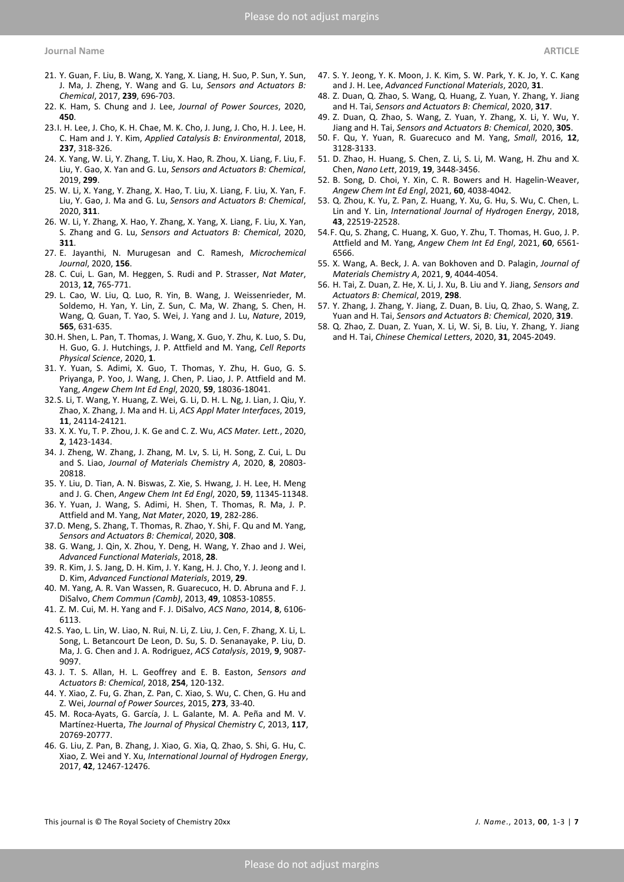21. Y. Guan, F. Liu, B. Wang, X. Yang, X. Liang, H. Suo, P. Sun, Y. Sun, J. Ma, J. Zheng, Y. Wang and G. Lu, *Sensors and Actuators B: Chemical*, 2017, **239**, 696-703.
22. K. Ham, S. Chung and J. Lee, *Journal of Power Sources*, 2020, **450**.
23. I. H. Lee, J. Cho, K. H. Chae, M. K. Cho, J. Jung, J. Cho, H. J. Lee, H. C. Ham and J. Y. Kim, *Applied Catalysis B: Environmental*, 2018, **237**, 318-326.
24. X. Yang, W. Li, Y. Zhang, T. Liu, X. Hao, R. Zhou, X. Liang, F. Liu, F. Liu, Y. Gao, X. Yan and G. Lu, *Sensors and Actuators B: Chemical*, 2019, **299**.
25. W. Li, X. Yang, Y. Zhang, X. Hao, T. Liu, X. Liang, F. Liu, X. Yan, F. Liu, Y. Gao, J. Ma and G. Lu, *Sensors and Actuators B: Chemical*, 2020, **311**.
26. W. Li, Y. Zhang, X. Hao, Y. Zhang, X. Yang, X. Liang, F. Liu, X. Yan, S. Zhang and G. Lu, *Sensors and Actuators B: Chemical*, 2020, **311**.
27. E. Jayanthi, N. Murugesan and C. Ramesh, *Microchemical Journal*, 2020, **156**.
28. C. Cui, L. Gan, M. Heggen, S. Rudi and P. Strasser, *Nat Mater*, 2013, **12**, 765-771.
29. L. Cao, W. Liu, Q. Luo, R. Yin, B. Wang, J. Weissenrieder, M. Soldemo, H. Yan, Y. Lin, Z. Sun, C. Ma, W. Zhang, S. Chen, H. Wang, Q. Guan, T. Yao, S. Wei, J. Yang and J. Lu, *Nature*, 2019, **565**, 631-635.
30. H. Shen, L. Pan, T. Thomas, J. Wang, X. Guo, Y. Zhu, K. Luo, S. Du, H. Guo, G. J. Hutchings, J. P. Attfield and M. Yang, *Cell Reports Physical Science*, 2020, **1**.
31. Y. Yuan, S. Adimi, X. Guo, T. Thomas, Y. Zhu, H. Guo, G. S. Priyanga, P. Yoo, J. Wang, J. Chen, P. Liao, J. P. Attfield and M. Yang, *Angew Chem Int Ed Engl*, 2020, **59**, 18036-18041.
32. S. Li, T. Wang, Y. Huang, Z. Wei, G. Li, D. H. L. Ng, J. Lian, J. Qiu, Y. Zhao, X. Zhang, J. Ma and H. Li, *ACS Appl Mater Interfaces*, 2019, **11**, 24114-24121.
33. X. X. Yu, T. P. Zhou, J. K. Ge and C. Z. Wu, *ACS Mater. Lett.*, 2020, **2**, 1423-1434.
34. J. Zheng, W. Zhang, J. Zhang, M. Lv, S. Li, H. Song, Z. Cui, L. Du and S. Liao, *Journal of Materials Chemistry A*, 2020, **8**, 20803-20818.
35. Y. Liu, D. Tian, A. N. Biswas, Z. Xie, S. Hwang, J. H. Lee, H. Meng and J. G. Chen, *Angew Chem Int Ed Engl*, 2020, **59**, 11345-11348.
36. Y. Yuan, J. Wang, S. Adimi, H. Shen, T. Thomas, R. Ma, J. P. Attfield and M. Yang, *Nat Mater*, 2020, **19**, 282-286.
37. D. Meng, S. Zhang, T. Thomas, R. Zhao, Y. Shi, F. Qu and M. Yang, *Sensors and Actuators B: Chemical*, 2020, **308**.
38. G. Wang, J. Qin, X. Zhou, Y. Deng, H. Wang, Y. Zhao and J. Wei, *Advanced Functional Materials*, 2018, **28**.
39. R. Kim, J. S. Jang, D. H. Kim, J. Y. Kang, H. J. Cho, Y. J. Jeong and I. D. Kim, *Advanced Functional Materials*, 2019, **29**.
40. M. Yang, A. R. Van Wassen, R. Guarecuco, H. D. Abruna and F. J. DiSalvo, *Chem Commun (Camb)*, 2013, **49**, 10853-10855.
41. Z. M. Cui, M. H. Yang and F. J. DiSalvo, *ACS Nano*, 2014, **8**, 6106-6113.
42. S. Yao, L. Lin, W. Liao, N. Rui, N. Li, Z. Liu, J. Cen, F. Zhang, X. Li, L. Song, L. Betancourt De Leon, D. Su, S. D. Senanayake, P. Liu, D. Ma, J. G. Chen and J. A. Rodriguez, *ACS Catalysis*, 2019, **9**, 9087-9097.
43. J. T. S. Allan, H. L. Geoffrey and E. B. Easton, *Sensors and Actuators B: Chemical*, 2018, **254**, 120-132.
44. Y. Xiao, Z. Fu, G. Zhan, Z. Pan, C. Xiao, S. Wu, C. Chen, G. Hu and Z. Wei, *Journal of Power Sources*, 2015, **273**, 33-40.
45. M. Roca-Ayats, G. García, J. L. Galante, M. A. Peña and M. V. Martínez-Huerta, *The Journal of Physical Chemistry C*, 2013, **117**, 20769-20777.
46. G. Liu, Z. Pan, B. Zhang, J. Xiao, G. Xia, Q. Zhao, S. Shi, G. Hu, C. Xiao, Z. Wei and Y. Xu, *International Journal of Hydrogen Energy*, 2017, **42**, 12467-12476.
47. S. Y. Jeong, Y. K. Moon, J. K. Kim, S. W. Park, Y. K. Jo, Y. C. Kang and J. H. Lee, *Advanced Functional Materials*, 2020, **31**.
48. Z. Duan, Q. Zhao, S. Wang, Q. Huang, Z. Yuan, Y. Zhang, Y. Jiang and H. Tai, *Sensors and Actuators B: Chemical*, 2020, **317**.
49. Z. Duan, Q. Zhao, S. Wang, Z. Yuan, Y. Zhang, X. Li, Y. Wu, Y. Jiang and H. Tai, *Sensors and Actuators B: Chemical*, 2020, **305**.
50. F. Qu, Y. Yuan, R. Guarecuco and M. Yang, *Small*, 2016, **12**, 3128-3133.
51. D. Zhao, H. Huang, S. Chen, Z. Li, S. Li, M. Wang, H. Zhu and X. Chen, *Nano Lett*, 2019, **19**, 3448-3456.
52. B. Song, D. Choi, Y. Xin, C. R. Bowers and H. Hagelin-Weaver, *Angew Chem Int Ed Engl*, 2021, **60**, 4038-4042.
53. Q. Zhou, K. Yu, Z. Pan, Z. Huang, Y. Xu, G. Hu, S. Wu, C. Chen, L. Lin and Y. Lin, *International Journal of Hydrogen Energy*, 2018, **43**, 22519-22528.
54. F. Qu, S. Zhang, C. Huang, X. Guo, Y. Zhu, T. Thomas, H. Guo, J. P. Attfield and M. Yang, *Angew Chem Int Ed Engl*, 2021, **60**, 6561-6566.
55. X. Wang, A. Beck, J. A. van Bokhoven and D. Palagin, *Journal of Materials Chemistry A*, 2021, **9**, 4044-4054.
56. H. Tai, Z. Duan, Z. He, X. Li, J. Xu, B. Liu and Y. Jiang, *Sensors and Actuators B: Chemical*, 2019, **298**.
57. Y. Zhang, J. Zhang, Y. Jiang, Z. Duan, B. Liu, Q. Zhao, S. Wang, Z. Yuan and H. Tai, *Sensors and Actuators B: Chemical*, 2020, **319**.
58. Q. Zhao, Z. Duan, Z. Yuan, X. Li, W. Si, B. Liu, Y. Zhang, Y. Jiang and H. Tai, *Chinese Chemical Letters*, 2020, **31**, 2045-2049.